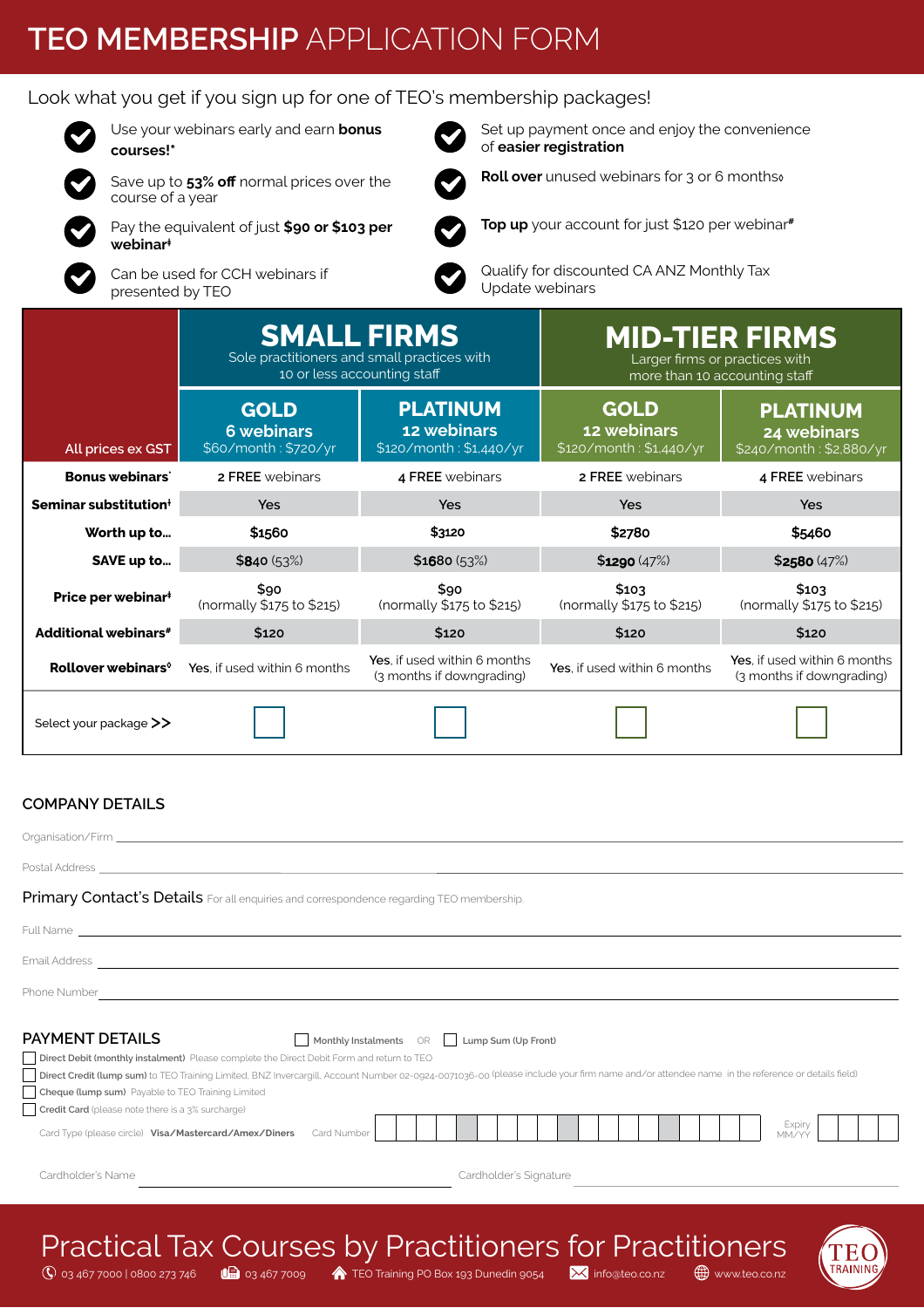# TEO MEMBERSHIP APPLICATION FORM

Look what you get if you sign up for one of TEO's membership packages!

- Use your webinars early and earn **bonus courses!***
- Save up to **53% off** normal prices over the course of a year
- Pay the equivalent of just **$90 or $103 per webinar**‡
- Can be used for CCH webinars if presented by TEO
- Set up payment once and enjoy the convenience of **easier registration**
- **Roll over** unused webinars for 3 or 6 months◊
- **Top up** your account for just $120 per webinar#
- Qualify for discounted CA ANZ Monthly Tax Update webinars

| | **SMALL FIRMS** Sole practitioners and small practices with 10 or less accounting staff | | **MID-TIER FIRMS** Larger firms or practices with more than 10 accounting staff | |
|---|---|---|---|---|
| All prices ex GST | **GOLD** **6 webinars** $60/month : $720/yr | **PLATINUM** **12 webinars** $120/month : $1,440/yr | **GOLD** **12 webinars** $120/month : $1,440/yr | **PLATINUM** **24 webinars** $240/month : $2,880/yr |
| **Bonus webinars*** | **2 FREE** webinars | **4 FREE** webinars | **2 FREE** webinars | **4 FREE** webinars |
| **Seminar substitution**† | Yes | Yes | Yes | Yes |
| **Worth up to...** | **$1560** | **$3120** | **$2780** | **$5460** |
| **SAVE up to...** | **$840** (53%) | **$1680** (53%) | **$1290** (47%) | **$2580** (47%) |
| **Price per webinar**‡ | $90 (normally $175 to $215) | $90 (normally $175 to $215) | $103 (normally $175 to $215) | $103 (normally $175 to $215) |
| **Additional webinars**# | $120 | $120 | $120 | $120 |
| **Rollover webinars**◊ | **Yes**, if used within 6 months | **Yes**, if used within 6 months (3 months if downgrading) | **Yes**, if used within 6 months | **Yes**, if used within 6 months (3 months if downgrading) |
| Select your package >> | ☐ | ☐ | ☐ | ☐ |

## COMPANY DETAILS

Organisation/Firm ______________________________

Postal Address ______________________________

**Primary Contact's Details** For all enquiries and correspondence regarding TEO membership.

Full Name ______________________________

Email Address ______________________________

Phone Number ______________________________

## PAYMENT DETAILS

☐ Monthly Instalments OR ☐ Lump Sum (Up Front)

☐ **Direct Debit (monthly instalment)** Please complete the Direct Debit Form and return to TEO

☐ **Direct Credit (lump sum)** to TEO Training Limited, BNZ Invercargill, Account Number 02-0924-0071036-00 (please include your firm name and/or attendee name in the reference or details field)

☐ **Cheque (lump sum)** Payable to TEO Training Limited

☐ **Credit Card** (please note there is a 3% surcharge)

Card Type (please circle) **Visa/Mastercard/Amex/Diners** Card Number ______________________________ Expiry MM/YY ________

Cardholder's Name ______________________________ Cardholder's Signature ______________________________

Practical Tax Courses by Practitioners for Practitioners

03 467 7000 | 0800 273 746 | 03 467 7009 | TEO Training PO Box 193 Dunedin 9054 | info@teo.co.nz | www.teo.co.nz

TEO TRAINING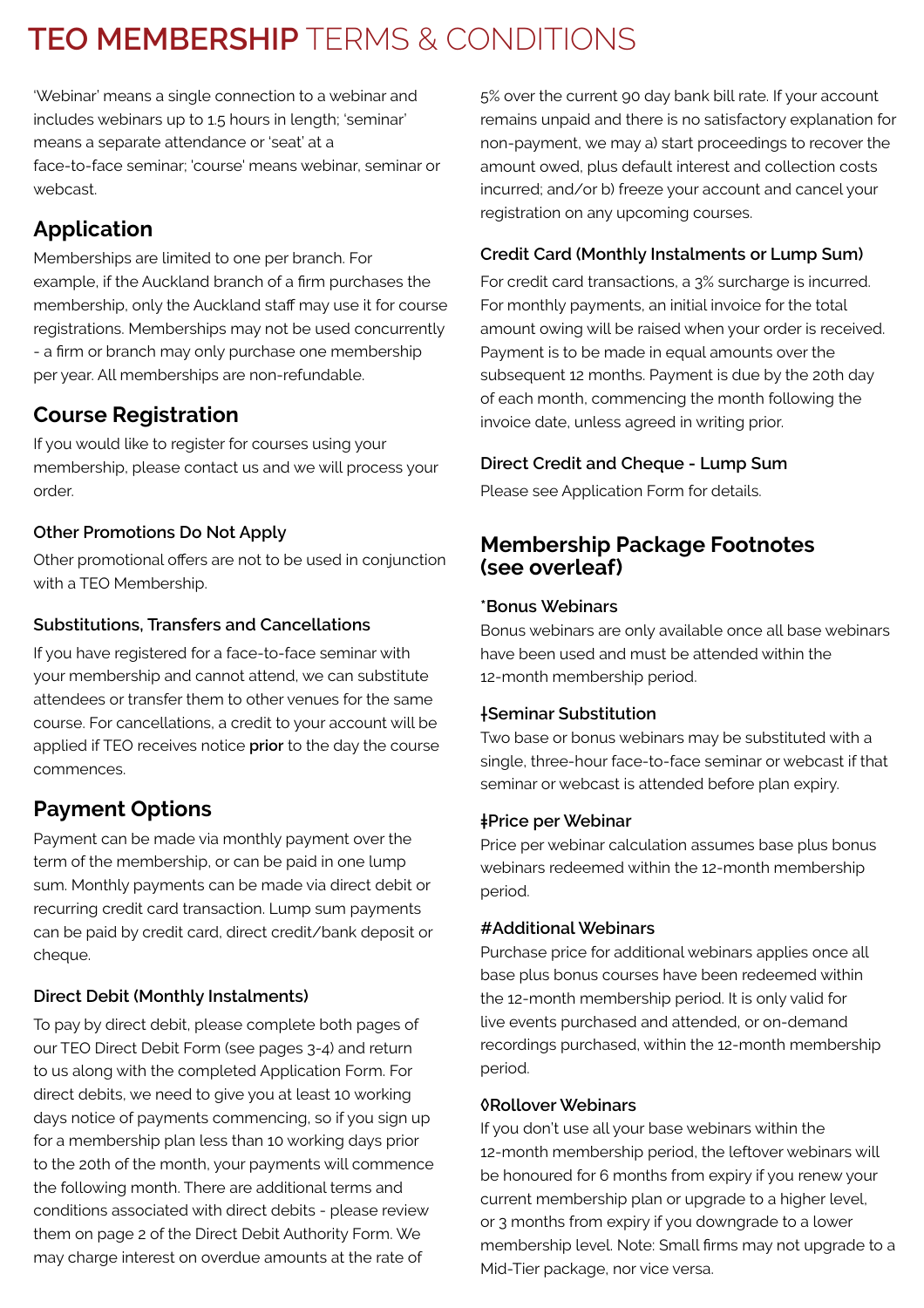# TEO MEMBERSHIP TERMS & CONDITIONS

'Webinar' means a single connection to a webinar and includes webinars up to 1.5 hours in length; 'seminar' means a separate attendance or 'seat' at a face-to-face seminar; 'course' means webinar, seminar or webcast.

## Application

Memberships are limited to one per branch. For example, if the Auckland branch of a firm purchases the membership, only the Auckland staff may use it for course registrations. Memberships may not be used concurrently - a firm or branch may only purchase one membership per year. All memberships are non-refundable.

## Course Registration

If you would like to register for courses using your membership, please contact us and we will process your order.

### Other Promotions Do Not Apply

Other promotional offers are not to be used in conjunction with a TEO Membership.

### Substitutions, Transfers and Cancellations

If you have registered for a face-to-face seminar with your membership and cannot attend, we can substitute attendees or transfer them to other venues for the same course. For cancellations, a credit to your account will be applied if TEO receives notice **prior** to the day the course commences.

## Payment Options

Payment can be made via monthly payment over the term of the membership, or can be paid in one lump sum. Monthly payments can be made via direct debit or recurring credit card transaction. Lump sum payments can be paid by credit card, direct credit/bank deposit or cheque.

### Direct Debit (Monthly Instalments)

To pay by direct debit, please complete both pages of our TEO Direct Debit Form (see pages 3-4) and return to us along with the completed Application Form. For direct debits, we need to give you at least 10 working days notice of payments commencing, so if you sign up for a membership plan less than 10 working days prior to the 20th of the month, your payments will commence the following month. There are additional terms and conditions associated with direct debits - please review them on page 2 of the Direct Debit Authority Form. We may charge interest on overdue amounts at the rate of 5% over the current 90 day bank bill rate. If your account remains unpaid and there is no satisfactory explanation for non-payment, we may a) start proceedings to recover the amount owed, plus default interest and collection costs incurred; and/or b) freeze your account and cancel your registration on any upcoming courses.

### Credit Card (Monthly Instalments or Lump Sum)

For credit card transactions, a 3% surcharge is incurred. For monthly payments, an initial invoice for the total amount owing will be raised when your order is received. Payment is to be made in equal amounts over the subsequent 12 months. Payment is due by the 20th day of each month, commencing the month following the invoice date, unless agreed in writing prior.

### Direct Credit and Cheque - Lump Sum

Please see Application Form for details.

## Membership Package Footnotes (see overleaf)

### *Bonus Webinars

Bonus webinars are only available once all base webinars have been used and must be attended within the 12-month membership period.

### ‡Seminar Substitution

Two base or bonus webinars may be substituted with a single, three-hour face-to-face seminar or webcast if that seminar or webcast is attended before plan expiry.

### ‡Price per Webinar

Price per webinar calculation assumes base plus bonus webinars redeemed within the 12-month membership period.

### #Additional Webinars

Purchase price for additional webinars applies once all base plus bonus courses have been redeemed within the 12-month membership period. It is only valid for live events purchased and attended, or on-demand recordings purchased, within the 12-month membership period.

### ◊Rollover Webinars

If you don't use all your base webinars within the 12-month membership period, the leftover webinars will be honoured for 6 months from expiry if you renew your current membership plan or upgrade to a higher level, or 3 months from expiry if you downgrade to a lower membership level. Note: Small firms may not upgrade to a Mid-Tier package, nor vice versa.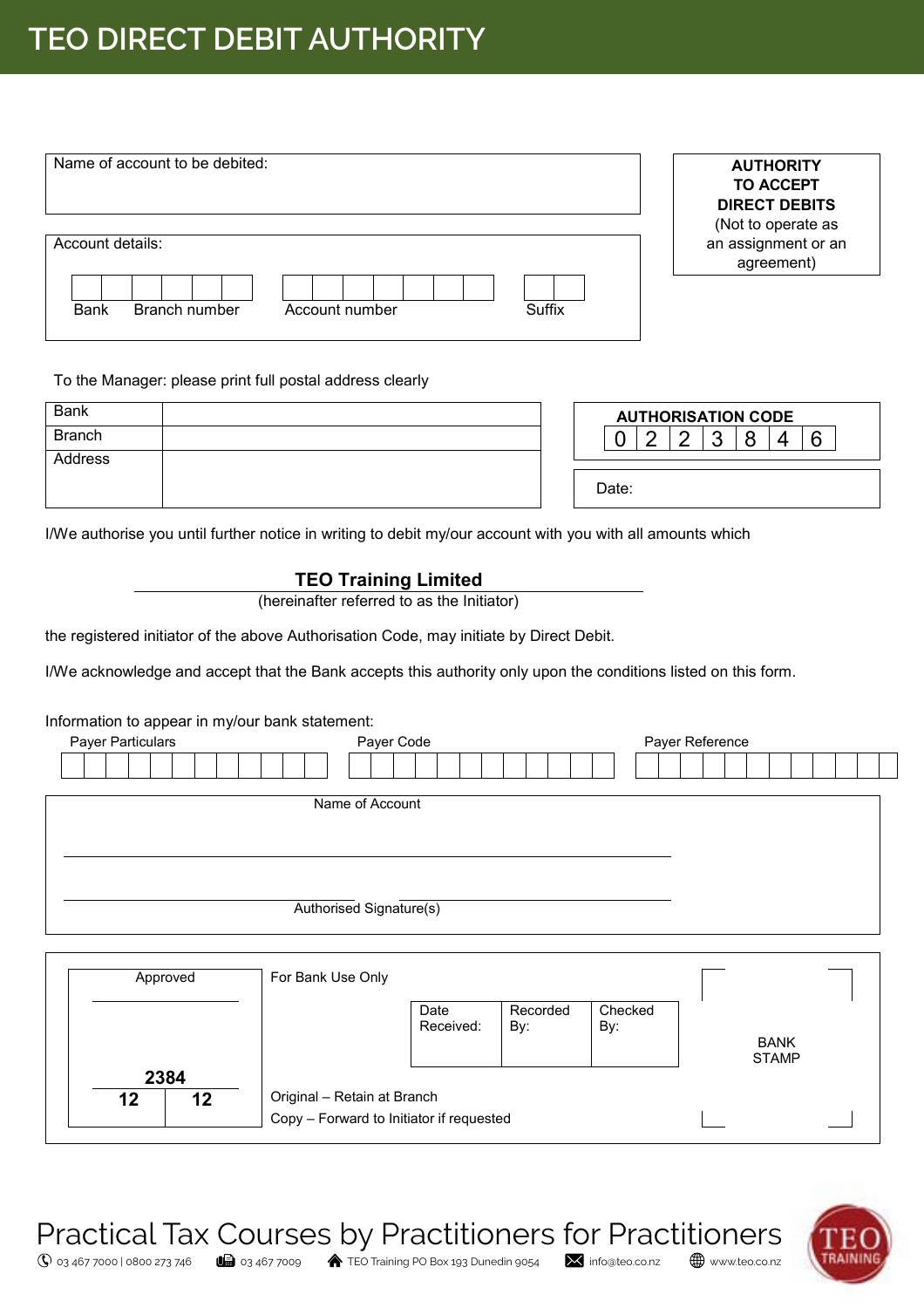# TEO DIRECT DEBIT AUTHORITY

Name of account to be debited:

**AUTHORITY TO ACCEPT DIRECT DEBITS**
(Not to operate as an assignment or an agreement)

Account details:

| Bank | Branch number | Account number | Suffix |
|---|---|---|---|
| | | | |

To the Manager: please print full postal address clearly

| | |
|---|---|
| Bank | |
| Branch | |
| Address | |

**AUTHORISATION CODE**

| 0 | 2 | 2 | 3 | 8 | 4 | 6 |
|---|---|---|---|---|---|---|

Date:

I/We authorise you until further notice in writing to debit my/our account with you with all amounts which

**TEO Training Limited**
(hereinafter referred to as the Initiator)

the registered initiator of the above Authorisation Code, may initiate by Direct Debit.

I/We acknowledge and accept that the Bank accepts this authority only upon the conditions listed on this form.

Information to appear in my/our bank statement:

| Payer Particulars | Payer Code | Payer Reference |
|---|---|---|
| | | |

Name of Account

Authorised Signature(s)

Approved

**2384**

| **12** | **12** |
|---|---|

For Bank Use Only

| Date Received: | Recorded By: | Checked By: |
|---|---|---|
| | | |

Original – Retain at Branch
Copy – Forward to Initiator if requested

BANK STAMP

Practical Tax Courses by Practitioners for Practitioners

03 467 7000 | 0800 273 746 | 03 467 7009 | TEO Training PO Box 193 Dunedin 9054 | info@teo.co.nz | www.teo.co.nz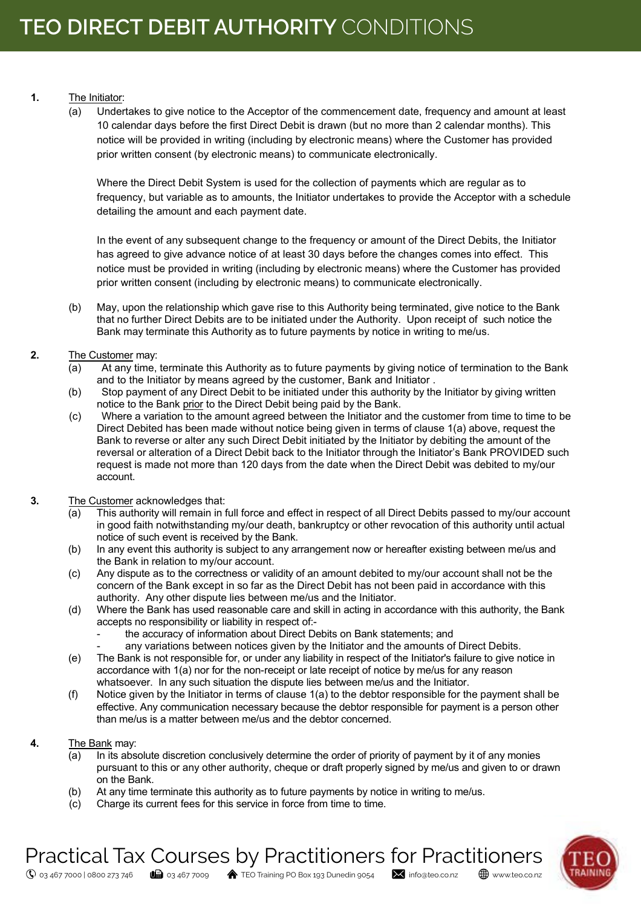# TEO DIRECT DEBIT AUTHORITY CONDITIONS

1. <u>The Initiator</u>:

   (a) Undertakes to give notice to the Acceptor of the commencement date, frequency and amount at least 10 calendar days before the first Direct Debit is drawn (but no more than 2 calendar months). This notice will be provided in writing (including by electronic means) where the Customer has provided prior written consent (by electronic means) to communicate electronically.

   Where the Direct Debit System is used for the collection of payments which are regular as to frequency, but variable as to amounts, the Initiator undertakes to provide the Acceptor with a schedule detailing the amount and each payment date.

   In the event of any subsequent change to the frequency or amount of the Direct Debits, the Initiator has agreed to give advance notice of at least 30 days before the changes comes into effect. This notice must be provided in writing (including by electronic means) where the Customer has provided prior written consent (including by electronic means) to communicate electronically.

   (b) May, upon the relationship which gave rise to this Authority being terminated, give notice to the Bank that no further Direct Debits are to be initiated under the Authority. Upon receipt of such notice the Bank may terminate this Authority as to future payments by notice in writing to me/us.

2. <u>The Customer</u> may:

   (a) At any time, terminate this Authority as to future payments by giving notice of termination to the Bank and to the Initiator by means agreed by the customer, Bank and Initiator .

   (b) Stop payment of any Direct Debit to be initiated under this authority by the Initiator by giving written notice to the Bank <u>prior</u> to the Direct Debit being paid by the Bank.

   (c) Where a variation to the amount agreed between the Initiator and the customer from time to time to be Direct Debited has been made without notice being given in terms of clause 1(a) above, request the Bank to reverse or alter any such Direct Debit initiated by the Initiator by debiting the amount of the reversal or alteration of a Direct Debit back to the Initiator through the Initiator's Bank PROVIDED such request is made not more than 120 days from the date when the Direct Debit was debited to my/our account.

3. <u>The Customer</u> acknowledges that:

   (a) This authority will remain in full force and effect in respect of all Direct Debits passed to my/our account in good faith notwithstanding my/our death, bankruptcy or other revocation of this authority until actual notice of such event is received by the Bank.

   (b) In any event this authority is subject to any arrangement now or hereafter existing between me/us and the Bank in relation to my/our account.

   (c) Any dispute as to the correctness or validity of an amount debited to my/our account shall not be the concern of the Bank except in so far as the Direct Debit has not been paid in accordance with this authority. Any other dispute lies between me/us and the Initiator.

   (d) Where the Bank has used reasonable care and skill in acting in accordance with this authority, the Bank accepts no responsibility or liability in respect of:-
      - the accuracy of information about Direct Debits on Bank statements; and
      - any variations between notices given by the Initiator and the amounts of Direct Debits.

   (e) The Bank is not responsible for, or under any liability in respect of the Initiator's failure to give notice in accordance with 1(a) nor for the non-receipt or late receipt of notice by me/us for any reason whatsoever. In any such situation the dispute lies between me/us and the Initiator.

   (f) Notice given by the Initiator in terms of clause 1(a) to the debtor responsible for the payment shall be effective. Any communication necessary because the debtor responsible for payment is a person other than me/us is a matter between me/us and the debtor concerned.

4. <u>The Bank</u> may:

   (a) In its absolute discretion conclusively determine the order of priority of payment by it of any monies pursuant to this or any other authority, cheque or draft properly signed by me/us and given to or drawn on the Bank.

   (b) At any time terminate this authority as to future payments by notice in writing to me/us.

   (c) Charge its current fees for this service in force from time to time.

Practical Tax Courses by Practitioners for Practitioners

03 467 7000 | 0800 273 746 | 03 467 7009 | TEO Training PO Box 193 Dunedin 9054 | info@teo.co.nz | www.teo.co.nz